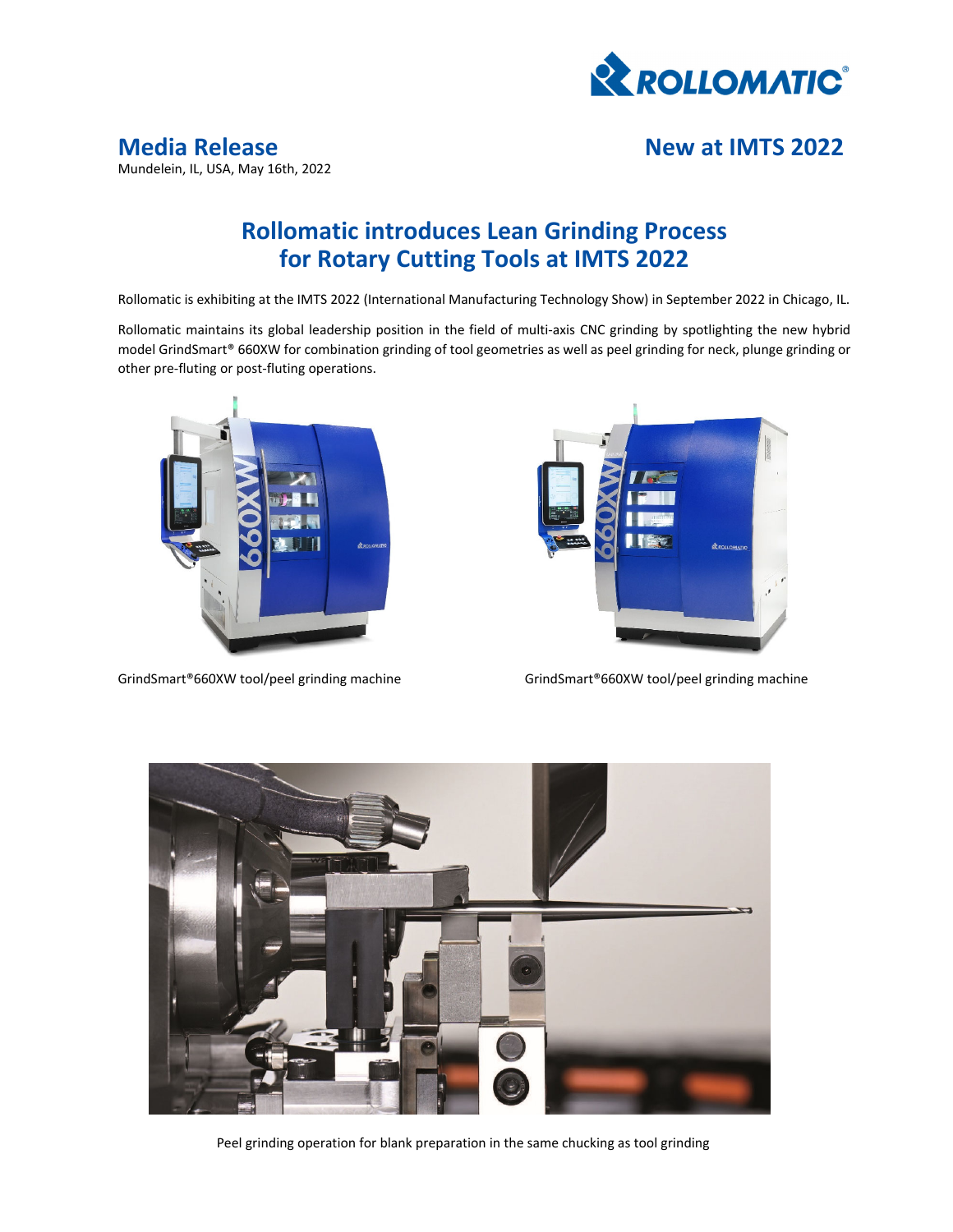# Media Release

Mundelein, IL, USA, May 16th, 2022

**New at IMTS 2022**

## Rollomatic introduces Lean Grinding Process for Rotary Cutting Tools at IMTS 2022

Rollomatic is exhibiting at the IMTS 2022 (International Manufacturing Technology Show) in September 2022 in Chicago, IL.

Rollomatic maintains its global leadership position in the field of multi-axis CNC grinding by spotlighting the new hybrid model GrindSmart® 660XW for combination grinding of tool geometries as well as peel grinding for neck, plunge grinding or other pre-fluting or post-fluting operations.

GrindSmart®660XW tool/peel grinding machine

GrindSmart®660XW tool/peel grinding machine

Peel grinding operation for blank preparation in the same chucking as tool grinding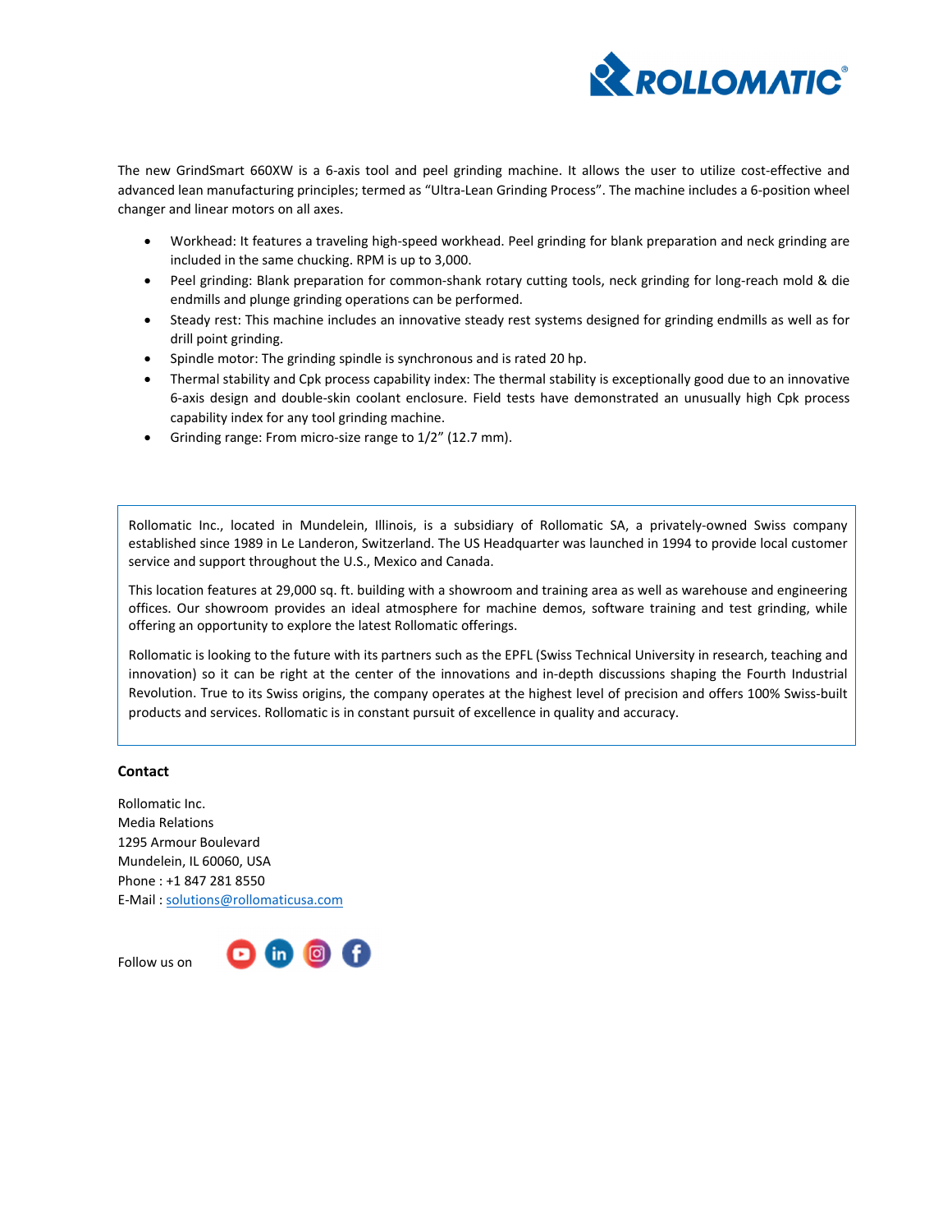The new GrindSmart 660XW is a 6-axis tool and peel grinding machine. It allows the user to utilize cost-effective and advanced lean manufacturing principles; termed as "Ultra-Lean Grinding Process". The machine includes a 6-position wheel changer and linear motors on all axes.

- Workhead: It features a traveling high-speed workhead. Peel grinding for blank preparation and neck grinding are included in the same chucking. RPM is up to 3,000.
- Peel grinding: Blank preparation for common-shank rotary cutting tools, neck grinding for long-reach mold & die endmills and plunge grinding operations can be performed.
- Steady rest: This machine includes an innovative steady rest systems designed for grinding endmills as well as for drill point grinding.
- Spindle motor: The grinding spindle is synchronous and is rated 20 hp.
- Thermal stability and Cpk process capability index: The thermal stability is exceptionally good due to an innovative 6-axis design and double-skin coolant enclosure. Field tests have demonstrated an unusually high Cpk process capability index for any tool grinding machine.
- Grinding range: From micro-size range to 1/2" (12.7 mm).

Rollomatic Inc., located in Mundelein, Illinois, is a subsidiary of Rollomatic SA, a privately-owned Swiss company established since 1989 in Le Landeron, Switzerland. The US Headquarter was launched in 1994 to provide local customer service and support throughout the U.S., Mexico and Canada.

This location features at 29,000 sq. ft. building with a showroom and training area as well as warehouse and engineering offices. Our showroom provides an ideal atmosphere for machine demos, software training and test grinding, while offering an opportunity to explore the latest Rollomatic offerings.

Rollomatic is looking to the future with its partners such as the EPFL (Swiss Technical University in research, teaching and innovation) so it can be right at the center of the innovations and in-depth discussions shaping the Fourth Industrial Revolution. True to its Swiss origins, the company operates at the highest level of precision and offers 100% Swiss-built products and services. Rollomatic is in constant pursuit of excellence in quality and accuracy.

**Contact**

Rollomatic Inc.
Media Relations
1295 Armour Boulevard
Mundelein, IL 60060, USA
Phone : +1 847 281 8550
E-Mail : solutions@rollomaticusa.com

Follow us on